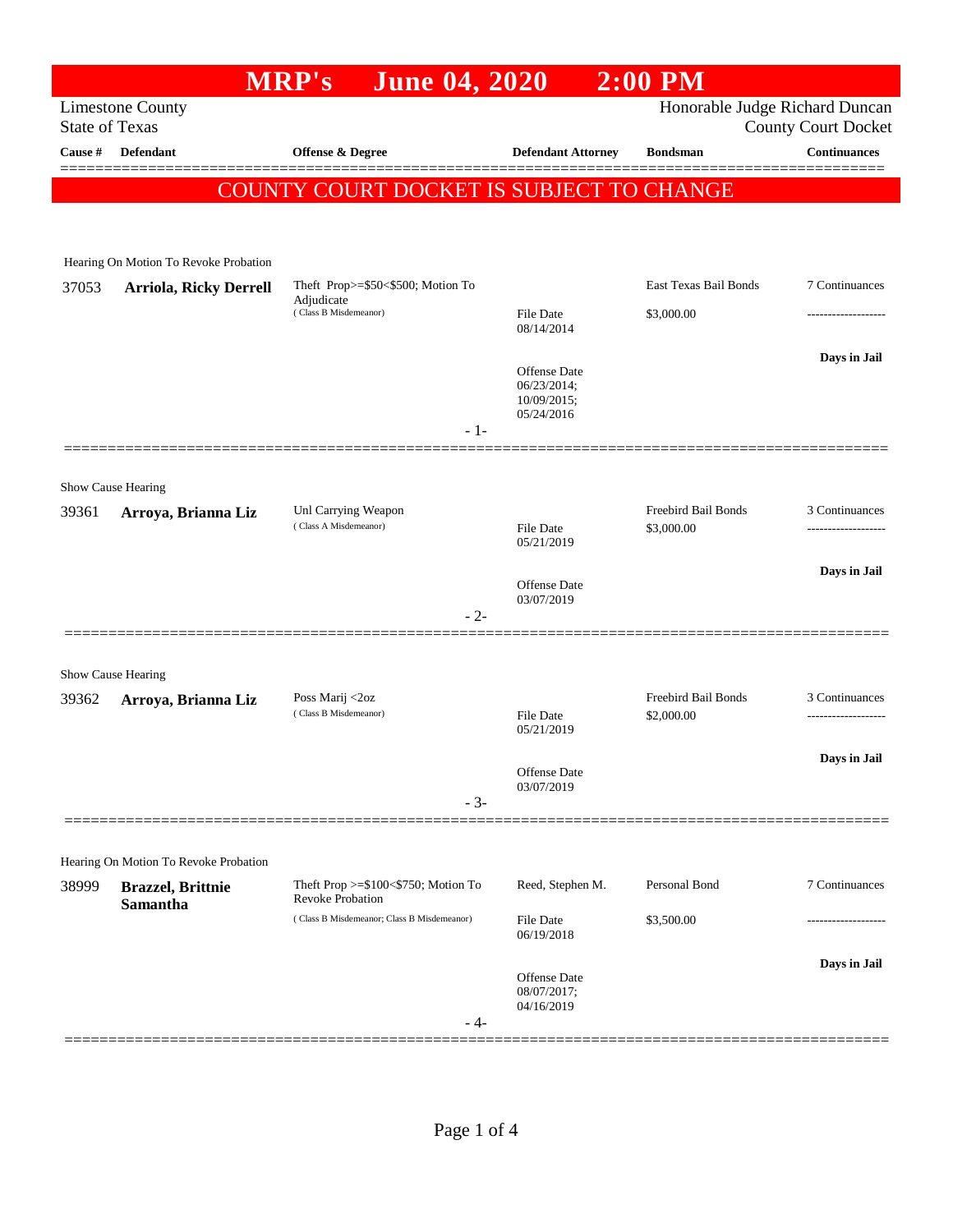# MRP's June 04, 2020 2:00 PM

Limestone County
State of Texas

Honorable Judge Richard Duncan
County Court Docket

**COUNTY COURT DOCKET IS SUBJECT TO CHANGE**

| Cause # | Defendant | Offense & Degree | Defendant Attorney | Bondsman | Continuances |
|---|---|---|---|---|---|
| *Hearing On Motion To Revoke Probation* | | | | | |
| 37053 | **Arriola, Ricky Derrell** | Theft Prop>=$50<$500; Motion To Adjudicate (Class B Misdemeanor) | File Date 08/14/2014<br>Offense Date 06/23/2014; 10/09/2015; 05/24/2016 | East Texas Bail Bonds<br>$3,000.00 | 7 Continuances<br>Days in Jail |
| *Show Cause Hearing* | | | | | |
| 39361 | **Arroya, Brianna Liz** | Unl Carrying Weapon (Class A Misdemeanor) | File Date 05/21/2019<br>Offense Date 03/07/2019 | Freebird Bail Bonds<br>$3,000.00 | 3 Continuances<br>Days in Jail |
| *Show Cause Hearing* | | | | | |
| 39362 | **Arroya, Brianna Liz** | Poss Marij <2oz (Class B Misdemeanor) | File Date 05/21/2019<br>Offense Date 03/07/2019 | Freebird Bail Bonds<br>$2,000.00 | 3 Continuances<br>Days in Jail |
| *Hearing On Motion To Revoke Probation* | | | | | |
| 38999 | **Brazzel, Brittnie Samantha** | Theft Prop >=$100<$750; Motion To Revoke Probation (Class B Misdemeanor; Class B Misdemeanor) | Reed, Stephen M.<br>File Date 06/19/2018<br>Offense Date 08/07/2017; 04/16/2019 | Personal Bond<br>$3,500.00 | 7 Continuances<br>Days in Jail |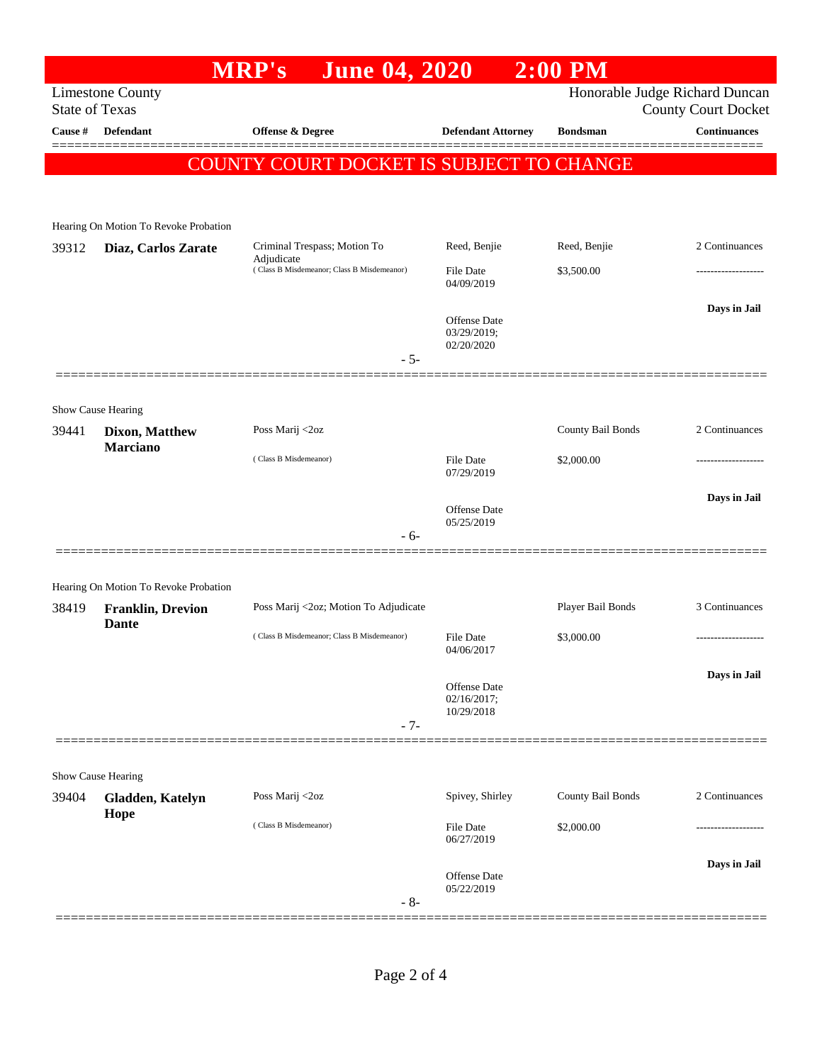# MRP's June 04, 2020 2:00 PM

Limestone County
State of Texas

Honorable Judge Richard Duncan
County Court Docket

| Cause # | Defendant | Offense & Degree | Defendant Attorney | Bondsman | Continuances |
|---|---|---|---|---|---|

**COUNTY COURT DOCKET IS SUBJECT TO CHANGE**

Hearing On Motion To Revoke Probation

| Cause # | Defendant | Offense & Degree | Defendant Attorney | Bondsman | Continuances |
|---|---|---|---|---|---|
| 39312 | **Diaz, Carlos Zarate** | Criminal Trespass; Motion To Adjudicate ( Class B Misdemeanor; Class B Misdemeanor) | Reed, Benjie | Reed, Benjie | 2 Continuances |
| | | | File Date 04/09/2019 | $3,500.00 | ------------------- |
| | | | Offense Date 03/29/2019; 02/20/2020 | | **Days in Jail** |

- 5-

Show Cause Hearing

| Cause # | Defendant | Offense & Degree | Defendant Attorney | Bondsman | Continuances |
|---|---|---|---|---|---|
| 39441 | **Dixon, Matthew Marciano** | Poss Marij <2oz ( Class B Misdemeanor) | | County Bail Bonds | 2 Continuances |
| | | | File Date 07/29/2019 | $2,000.00 | ------------------- |
| | | | Offense Date 05/25/2019 | | **Days in Jail** |

- 6-

Hearing On Motion To Revoke Probation

| Cause # | Defendant | Offense & Degree | Defendant Attorney | Bondsman | Continuances |
|---|---|---|---|---|---|
| 38419 | **Franklin, Drevion Dante** | Poss Marij <2oz; Motion To Adjudicate ( Class B Misdemeanor; Class B Misdemeanor) | | Player Bail Bonds | 3 Continuances |
| | | | File Date 04/06/2017 | $3,000.00 | ------------------- |
| | | | Offense Date 02/16/2017; 10/29/2018 | | **Days in Jail** |

- 7-

Show Cause Hearing

| Cause # | Defendant | Offense & Degree | Defendant Attorney | Bondsman | Continuances |
|---|---|---|---|---|---|
| 39404 | **Gladden, Katelyn Hope** | Poss Marij <2oz ( Class B Misdemeanor) | Spivey, Shirley | County Bail Bonds | 2 Continuances |
| | | | File Date 06/27/2019 | $2,000.00 | ------------------- |
| | | | Offense Date 05/22/2019 | | **Days in Jail** |

- 8-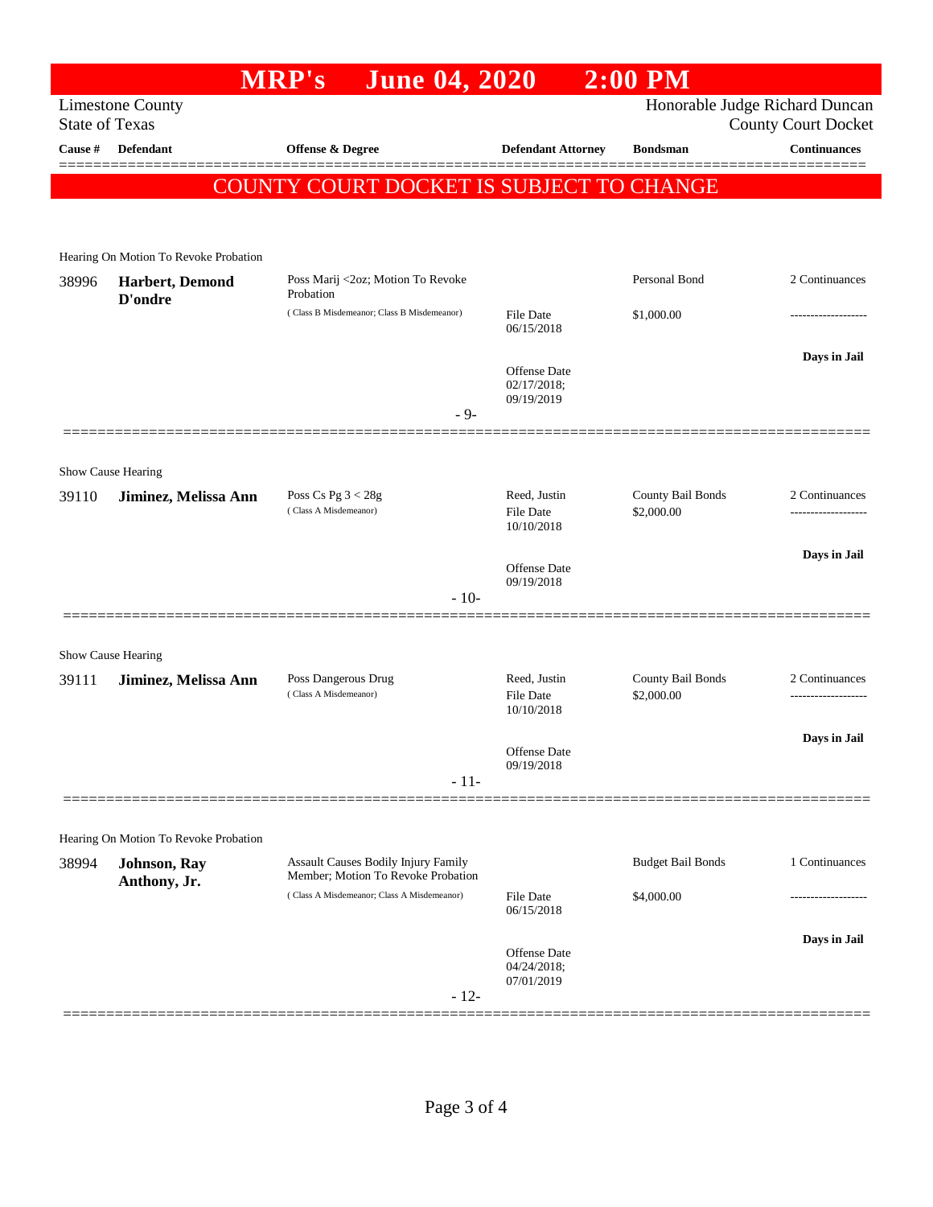# MRP's June 04, 2020 2:00 PM

Limestone County
State of Texas

Honorable Judge Richard Duncan
County Court Docket

| Cause # | Defendant | Offense & Degree | Defendant Attorney | Bondsman | Continuances |
|---|---|---|---|---|---|

**COUNTY COURT DOCKET IS SUBJECT TO CHANGE**

Hearing On Motion To Revoke Probation

| Cause # | Defendant | Offense & Degree | Defendant Attorney | Bondsman | Continuances |
|---|---|---|---|---|---|
| 38996 | **Harbert, Demond D'ondre** | Poss Marij <2oz; Motion To Revoke Probation (Class B Misdemeanor; Class B Misdemeanor) | File Date 06/15/2018<br>Offense Date 02/17/2018; 09/19/2019 | Personal Bond<br>$1,000.00 | 2 Continuances<br>-------------------<br>**Days in Jail** |

- 9-

Show Cause Hearing

| Cause # | Defendant | Offense & Degree | Defendant Attorney | Bondsman | Continuances |
|---|---|---|---|---|---|
| 39110 | **Jiminez, Melissa Ann** | Poss Cs Pg 3 < 28g (Class A Misdemeanor) | Reed, Justin<br>File Date 10/10/2018<br>Offense Date 09/19/2018 | County Bail Bonds<br>$2,000.00 | 2 Continuances<br>-------------------<br>**Days in Jail** |

- 10-

Show Cause Hearing

| Cause # | Defendant | Offense & Degree | Defendant Attorney | Bondsman | Continuances |
|---|---|---|---|---|---|
| 39111 | **Jiminez, Melissa Ann** | Poss Dangerous Drug (Class A Misdemeanor) | Reed, Justin<br>File Date 10/10/2018<br>Offense Date 09/19/2018 | County Bail Bonds<br>$2,000.00 | 2 Continuances<br>-------------------<br>**Days in Jail** |

- 11-

Hearing On Motion To Revoke Probation

| Cause # | Defendant | Offense & Degree | Defendant Attorney | Bondsman | Continuances |
|---|---|---|---|---|---|
| 38994 | **Johnson, Ray Anthony, Jr.** | Assault Causes Bodily Injury Family Member; Motion To Revoke Probation (Class A Misdemeanor; Class A Misdemeanor) | File Date 06/15/2018<br>Offense Date 04/24/2018; 07/01/2019 | Budget Bail Bonds<br>$4,000.00 | 1 Continuances<br>-------------------<br>**Days in Jail** |

- 12-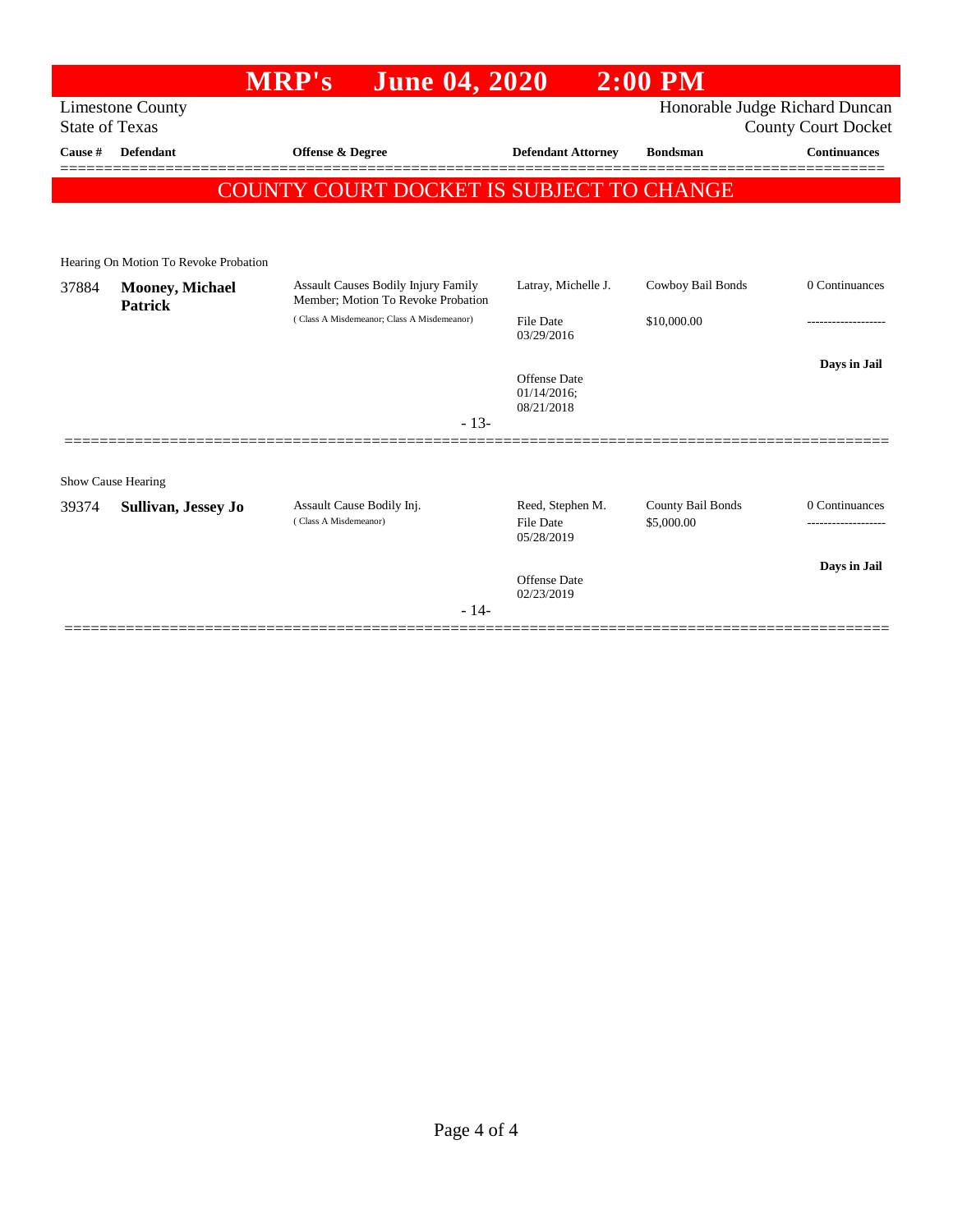# MRP's June 04, 2020 2:00 PM

Limestone County
State of Texas

Honorable Judge Richard Duncan
County Court Docket

| Cause # | Defendant | Offense & Degree | Defendant Attorney | Bondsman | Continuances |
|---|---|---|---|---|---|

**COUNTY COURT DOCKET IS SUBJECT TO CHANGE**

Hearing On Motion To Revoke Probation

| Cause # | Defendant | Offense & Degree | Defendant Attorney | Bondsman | Continuances |
|---|---|---|---|---|---|
| 37884 | **Mooney, Michael Patrick** | Assault Causes Bodily Injury Family Member; Motion To Revoke Probation ( Class A Misdemeanor; Class A Misdemeanor) | Latray, Michelle J. File Date 03/29/2016 Offense Date 01/14/2016; 08/21/2018 | Cowboy Bail Bonds $10,000.00 | 0 Continuances ------------------- **Days in Jail** |

- 13-

Show Cause Hearing

| Cause # | Defendant | Offense & Degree | Defendant Attorney | Bondsman | Continuances |
|---|---|---|---|---|---|
| 39374 | **Sullivan, Jessey Jo** | Assault Cause Bodily Inj. ( Class A Misdemeanor) | Reed, Stephen M. File Date 05/28/2019 Offense Date 02/23/2019 | County Bail Bonds $5,000.00 | 0 Continuances ------------------- **Days in Jail** |

- 14-